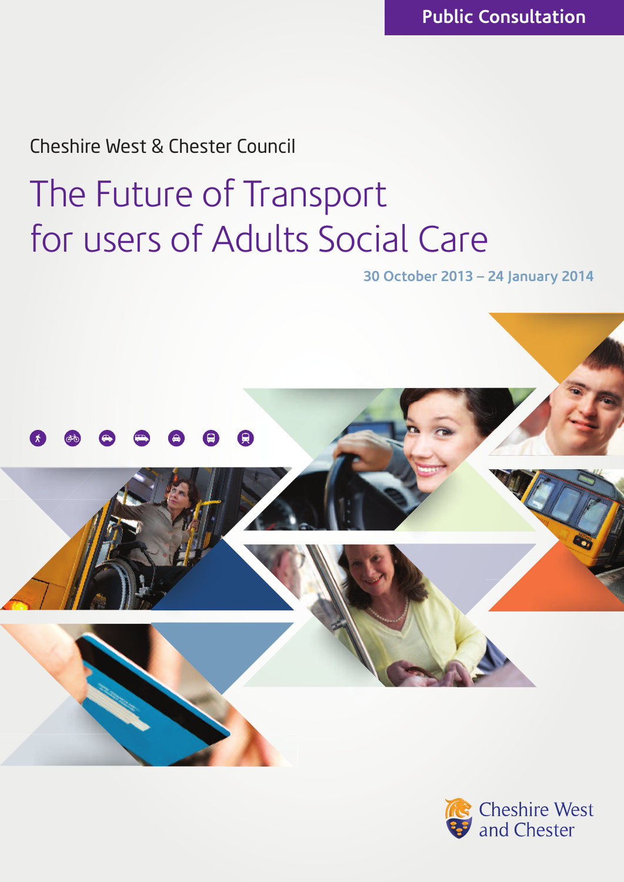Public Consultation

Cheshire West & Chester Council

# The Future of Transport for users of Adults Social Care

30 October 2013 – 24 January 2014

Cheshire West and Chester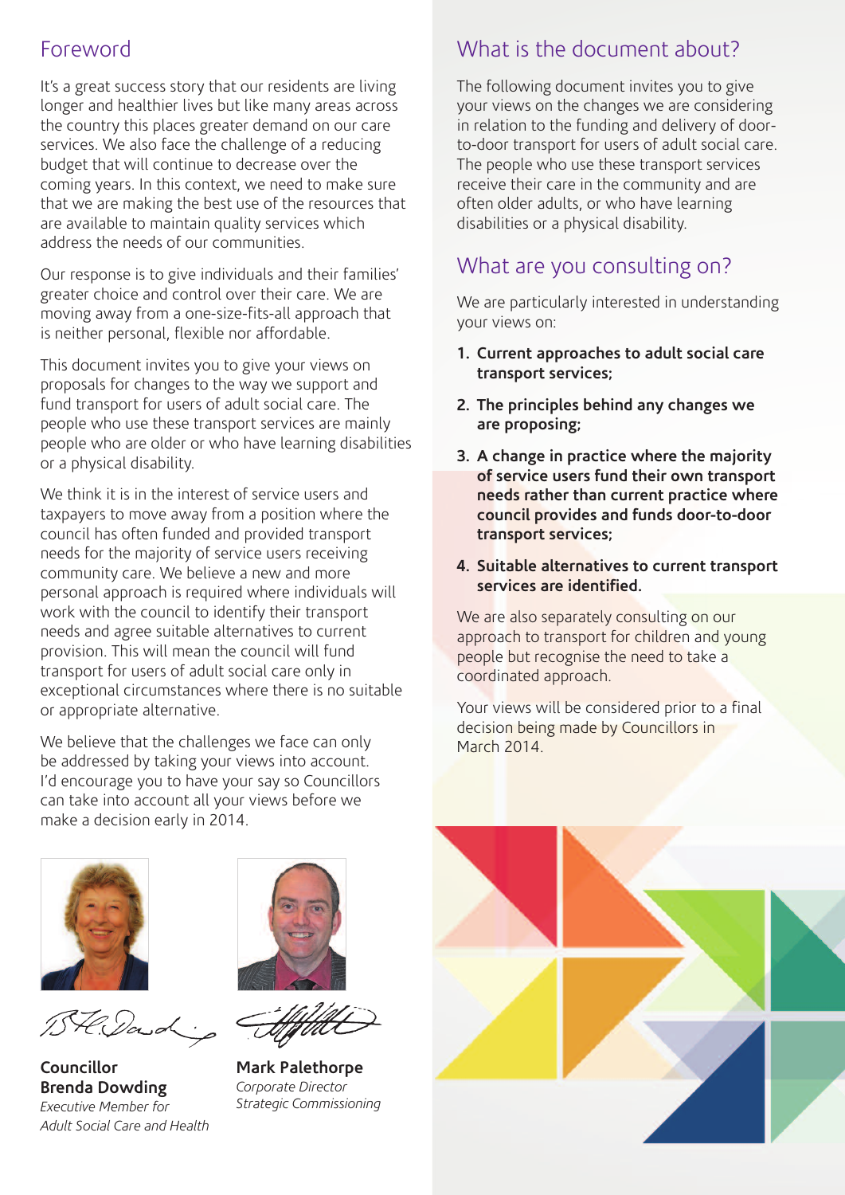## Foreword

It's a great success story that our residents are living longer and healthier lives but like many areas across the country this places greater demand on our care services. We also face the challenge of a reducing budget that will continue to decrease over the coming years. In this context, we need to make sure that we are making the best use of the resources that are available to maintain quality services which address the needs of our communities.

Our response is to give individuals and their families' greater choice and control over their care. We are moving away from a one-size-fits-all approach that is neither personal, flexible nor affordable.

This document invites you to give your views on proposals for changes to the way we support and fund transport for users of adult social care. The people who use these transport services are mainly people who are older or who have learning disabilities or a physical disability.

We think it is in the interest of service users and taxpayers to move away from a position where the council has often funded and provided transport needs for the majority of service users receiving community care. We believe a new and more personal approach is required where individuals will work with the council to identify their transport needs and agree suitable alternatives to current provision. This will mean the council will fund transport for users of adult social care only in exceptional circumstances where there is no suitable or appropriate alternative.

We believe that the challenges we face can only be addressed by taking your views into account. I'd encourage you to have your say so Councillors can take into account all your views before we make a decision early in 2014.

**Councillor Brenda Dowding**
*Executive Member for Adult Social Care and Health*

**Mark Palethorpe**
*Corporate Director Strategic Commissioning*

## What is the document about?

The following document invites you to give your views on the changes we are considering in relation to the funding and delivery of door-to-door transport for users of adult social care. The people who use these transport services receive their care in the community and are often older adults, or who have learning disabilities or a physical disability.

## What are you consulting on?

We are particularly interested in understanding your views on:

1. **Current approaches to adult social care transport services;**
2. **The principles behind any changes we are proposing;**
3. **A change in practice where the majority of service users fund their own transport needs rather than current practice where council provides and funds door-to-door transport services;**
4. **Suitable alternatives to current transport services are identified.**

We are also separately consulting on our approach to transport for children and young people but recognise the need to take a coordinated approach.

Your views will be considered prior to a final decision being made by Councillors in March 2014.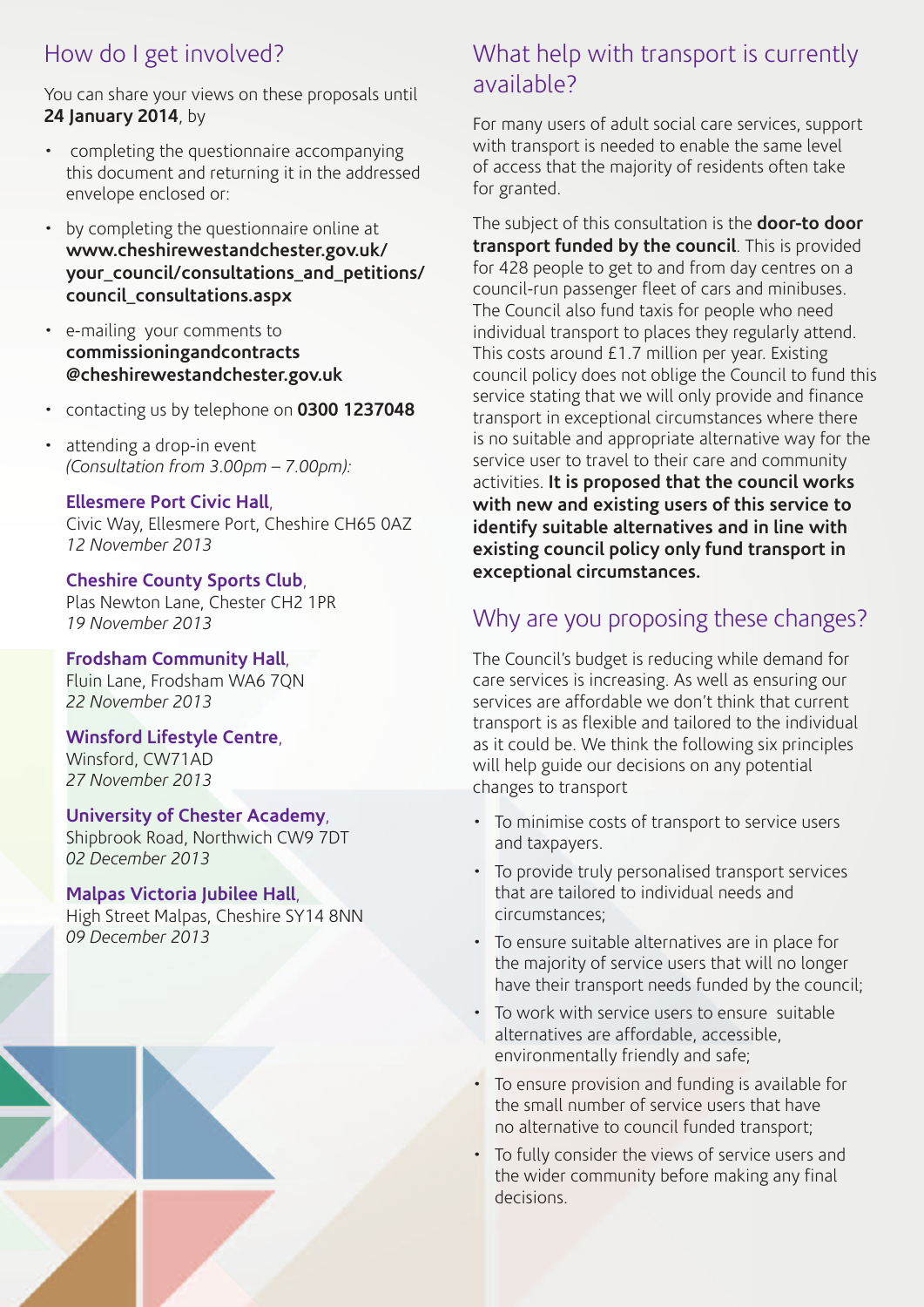## How do I get involved?

You can share your views on these proposals until **24 January 2014**, by

- completing the questionnaire accompanying this document and returning it in the addressed envelope enclosed or:
- by completing the questionnaire online at **www.cheshirewestandchester.gov.uk/your_council/consultations_and_petitions/council_consultations.aspx**
- e-mailing your comments to **commissioningandcontracts@cheshirewestandchester.gov.uk**
- contacting us by telephone on **0300 1237048**
- attending a drop-in event *(Consultation from 3.00pm – 7.00pm):*

  **Ellesmere Port Civic Hall**,
  Civic Way, Ellesmere Port, Cheshire CH65 0AZ
  *12 November 2013*

  **Cheshire County Sports Club**,
  Plas Newton Lane, Chester CH2 1PR
  *19 November 2013*

  **Frodsham Community Hall**,
  Fluin Lane, Frodsham WA6 7QN
  *22 November 2013*

  **Winsford Lifestyle Centre**,
  Winsford, CW71AD
  *27 November 2013*

  **University of Chester Academy**,
  Shipbrook Road, Northwich CW9 7DT
  *02 December 2013*

  **Malpas Victoria Jubilee Hall**,
  High Street Malpas, Cheshire SY14 8NN
  *09 December 2013*

## What help with transport is currently available?

For many users of adult social care services, support with transport is needed to enable the same level of access that the majority of residents often take for granted.

The subject of this consultation is the **door-to door transport funded by the council**. This is provided for 428 people to get to and from day centres on a council-run passenger fleet of cars and minibuses. The Council also fund taxis for people who need individual transport to places they regularly attend. This costs around £1.7 million per year. Existing council policy does not oblige the Council to fund this service stating that we will only provide and finance transport in exceptional circumstances where there is no suitable and appropriate alternative way for the service user to travel to their care and community activities. **It is proposed that the council works with new and existing users of this service to identify suitable alternatives and in line with existing council policy only fund transport in exceptional circumstances.**

## Why are you proposing these changes?

The Council's budget is reducing while demand for care services is increasing. As well as ensuring our services are affordable we don't think that current transport is as flexible and tailored to the individual as it could be. We think the following six principles will help guide our decisions on any potential changes to transport

- To minimise costs of transport to service users and taxpayers.
- To provide truly personalised transport services that are tailored to individual needs and circumstances;
- To ensure suitable alternatives are in place for the majority of service users that will no longer have their transport needs funded by the council;
- To work with service users to ensure suitable alternatives are affordable, accessible, environmentally friendly and safe;
- To ensure provision and funding is available for the small number of service users that have no alternative to council funded transport;
- To fully consider the views of service users and the wider community before making any final decisions.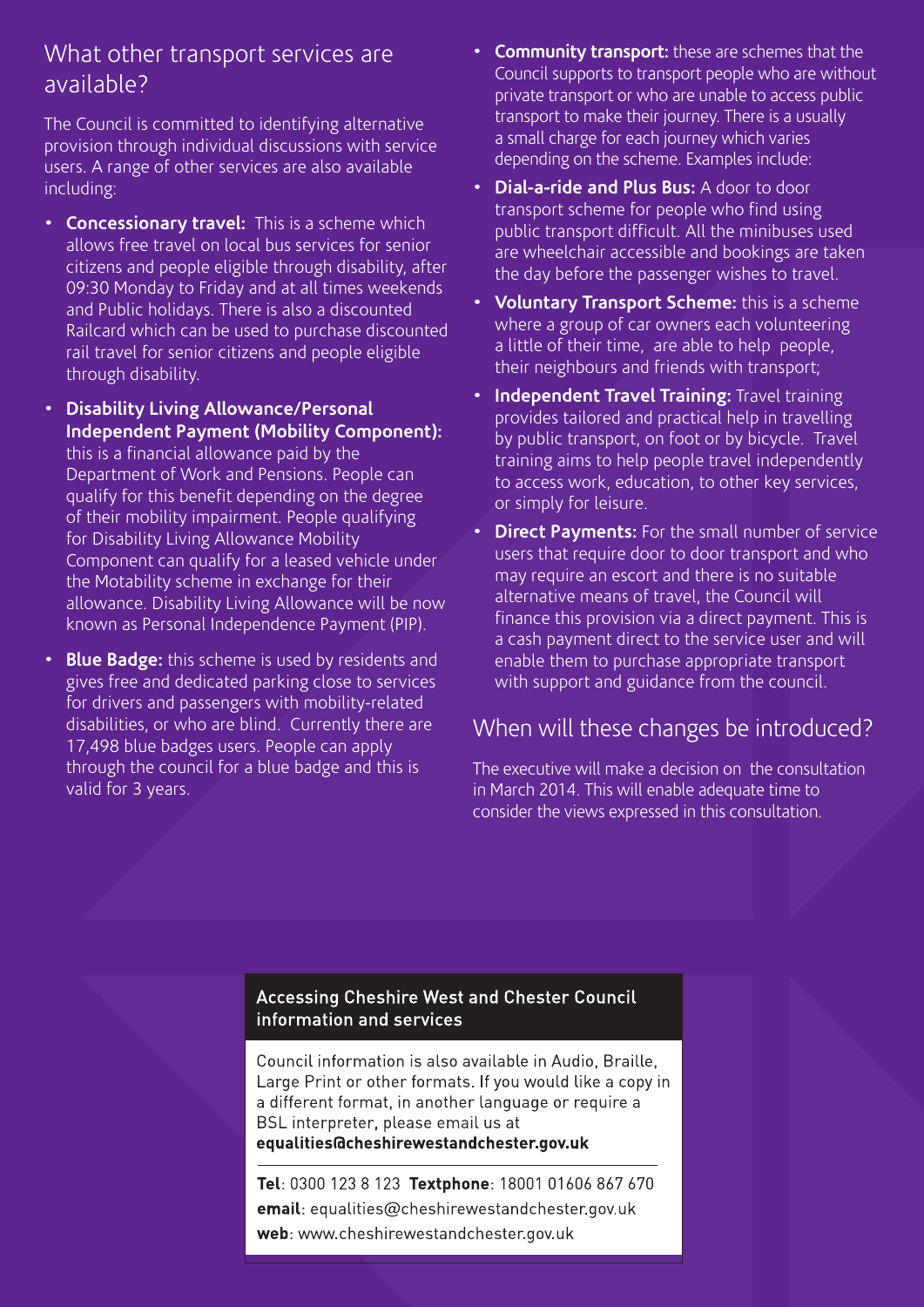## What other transport services are available?

The Council is committed to identifying alternative provision through individual discussions with service users. A range of other services are also available including:

- **Concessionary travel:** This is a scheme which allows free travel on local bus services for senior citizens and people eligible through disability, after 09:30 Monday to Friday and at all times weekends and Public holidays. There is also a discounted Railcard which can be used to purchase discounted rail travel for senior citizens and people eligible through disability.
- **Disability Living Allowance/Personal Independent Payment (Mobility Component):** this is a financial allowance paid by the Department of Work and Pensions. People can qualify for this benefit depending on the degree of their mobility impairment. People qualifying for Disability Living Allowance Mobility Component can qualify for a leased vehicle under the Motability scheme in exchange for their allowance. Disability Living Allowance will be now known as Personal Independence Payment (PIP).
- **Blue Badge:** this scheme is used by residents and gives free and dedicated parking close to services for drivers and passengers with mobility-related disabilities, or who are blind. Currently there are 17,498 blue badges users. People can apply through the council for a blue badge and this is valid for 3 years.
- **Community transport:** these are schemes that the Council supports to transport people who are without private transport or who are unable to access public transport to make their journey. There is a usually a small charge for each journey which varies depending on the scheme. Examples include:
- **Dial-a-ride and Plus Bus:** A door to door transport scheme for people who find using public transport difficult. All the minibuses used are wheelchair accessible and bookings are taken the day before the passenger wishes to travel.
- **Voluntary Transport Scheme:** this is a scheme where a group of car owners each volunteering a little of their time, are able to help people, their neighbours and friends with transport;
- **Independent Travel Training:** Travel training provides tailored and practical help in travelling by public transport, on foot or by bicycle. Travel training aims to help people travel independently to access work, education, to other key services, or simply for leisure.
- **Direct Payments:** For the small number of service users that require door to door transport and who may require an escort and there is no suitable alternative means of travel, the Council will finance this provision via a direct payment. This is a cash payment direct to the service user and will enable them to purchase appropriate transport with support and guidance from the council.

## When will these changes be introduced?

The executive will make a decision on the consultation in March 2014. This will enable adequate time to consider the views expressed in this consultation.

**Accessing Cheshire West and Chester Council information and services**

Council information is also available in Audio, Braille, Large Print or other formats. If you would like a copy in a different format, in another language or require a BSL interpreter, please email us at **equalities@cheshirewestandchester.gov.uk**

**Tel**: 0300 123 8 123 **Textphone**: 18001 01606 867 670
**email**: equalities@cheshirewestandchester.gov.uk
**web**: www.cheshirewestandchester.gov.uk